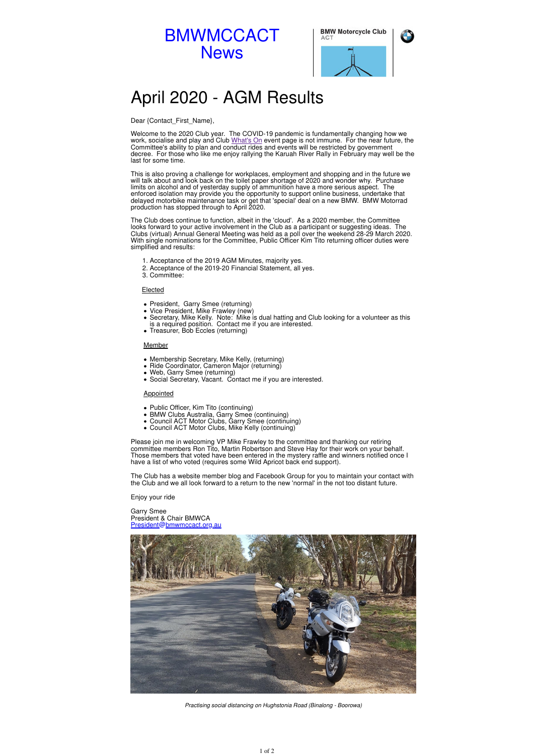# BMWMCCACT News

BMW Motorcycle Club ACT

## April 2020 - AGM Results

Dear {Contact_First_Name},

Welcome to the 2020 Club year. The COVID-19 pandemic is fundamentally changing how we work, socialise and play and Club What's On event page is not immune. For the near future, the Committee's ability to plan and conduct rides and events will be restricted by government decree. For those who like me enjoy rallying the Karuah River Rally in February may well be the last for some time.

This is also proving a challenge for workplaces, employment and shopping and in the future we will talk about and look back on the toilet paper shortage of 2020 and wonder why. Purchase limits on alcohol and of yesterday supply of ammunition have a more serious aspect. The enforced isolation may provide you the opportunity to support online business, undertake that delayed motorbike maintenance task or get that 'special' deal on a new BMW. BMW Motorrad production has stopped through to April 2020.

The Club does continue to function, albeit in the 'cloud'. As a 2020 member, the Committee looks forward to your active involvement in the Club as a participant or suggesting ideas. The Clubs (virtual) Annual General Meeting was held as a poll over the weekend 28-29 March 2020. With single nominations for the Committee, Public Officer Kim Tito returning officer duties were simplified and results:

1. Acceptance of the 2019 AGM Minutes, majority yes.
2. Acceptance of the 2019-20 Financial Statement, all yes.
3. Committee:

Elected

- President, Garry Smee (returning)
- Vice President, Mike Frawley (new)
- Secretary, Mike Kelly. Note: Mike is dual hatting and Club looking for a volunteer as this is a required position. Contact me if you are interested.
- Treasurer, Bob Eccles (returning)

Member

- Membership Secretary, Mike Kelly, (returning)
- Ride Coordinator, Cameron Major (returning)
- Web, Garry Smee (returning)
- Social Secretary, Vacant. Contact me if you are interested.

Appointed

- Public Officer, Kim Tito (continuing)
- BMW Clubs Australia, Garry Smee (continuing)
- Council ACT Motor Clubs, Garry Smee (continuing)
- Council ACT Motor Clubs, Mike Kelly (continuing)

Please join me in welcoming VP Mike Frawley to the committee and thanking our retiring committee members Ron Tito, Martin Robertson and Steve Hay for their work on your behalf. Those members that voted have been entered in the mystery raffle and winners notified once I have a list of who voted (requires some Wild Apricot back end support).

The Club has a website member blog and Facebook Group for you to maintain your contact with the Club and we all look forward to a return to the new 'normal' in the not too distant future.

Enjoy your ride

Garry Smee
President & Chair BMWCA
President@bmwmccact.org.au

*Practising social distancing on Hughstonia Road (Binalong - Boorowa)*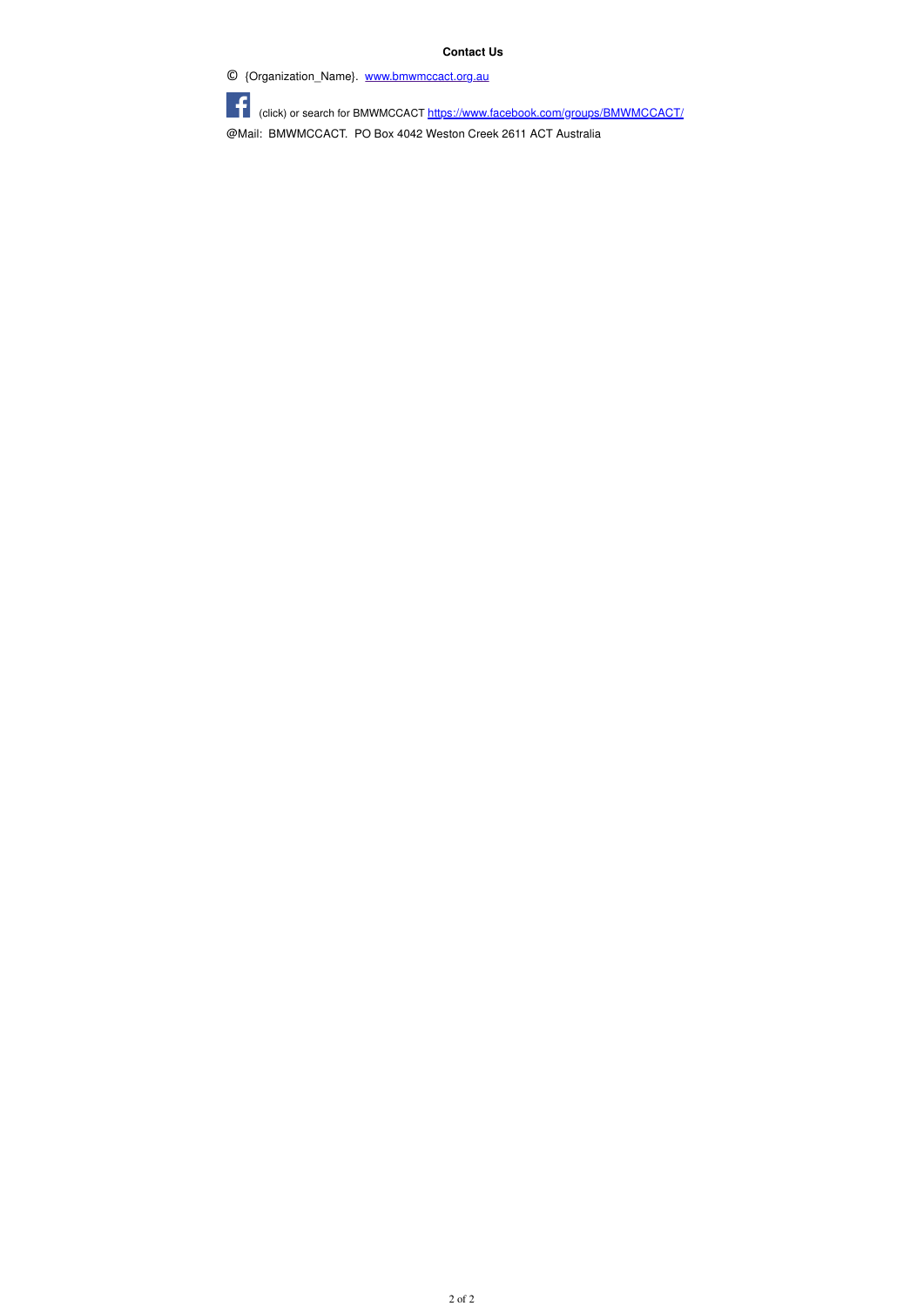**Contact Us**

© {Organization_Name}. [www.bmwmccact.org.au](http://www.bmwmccact.org.au)

(click) or search for BMWMCCACT [https://www.facebook.com/groups/BMWMCCACT/](https://www.facebook.com/groups/BMWMCCACT/)

@Mail: BMWMCCACT. PO Box 4042 Weston Creek 2611 ACT Australia